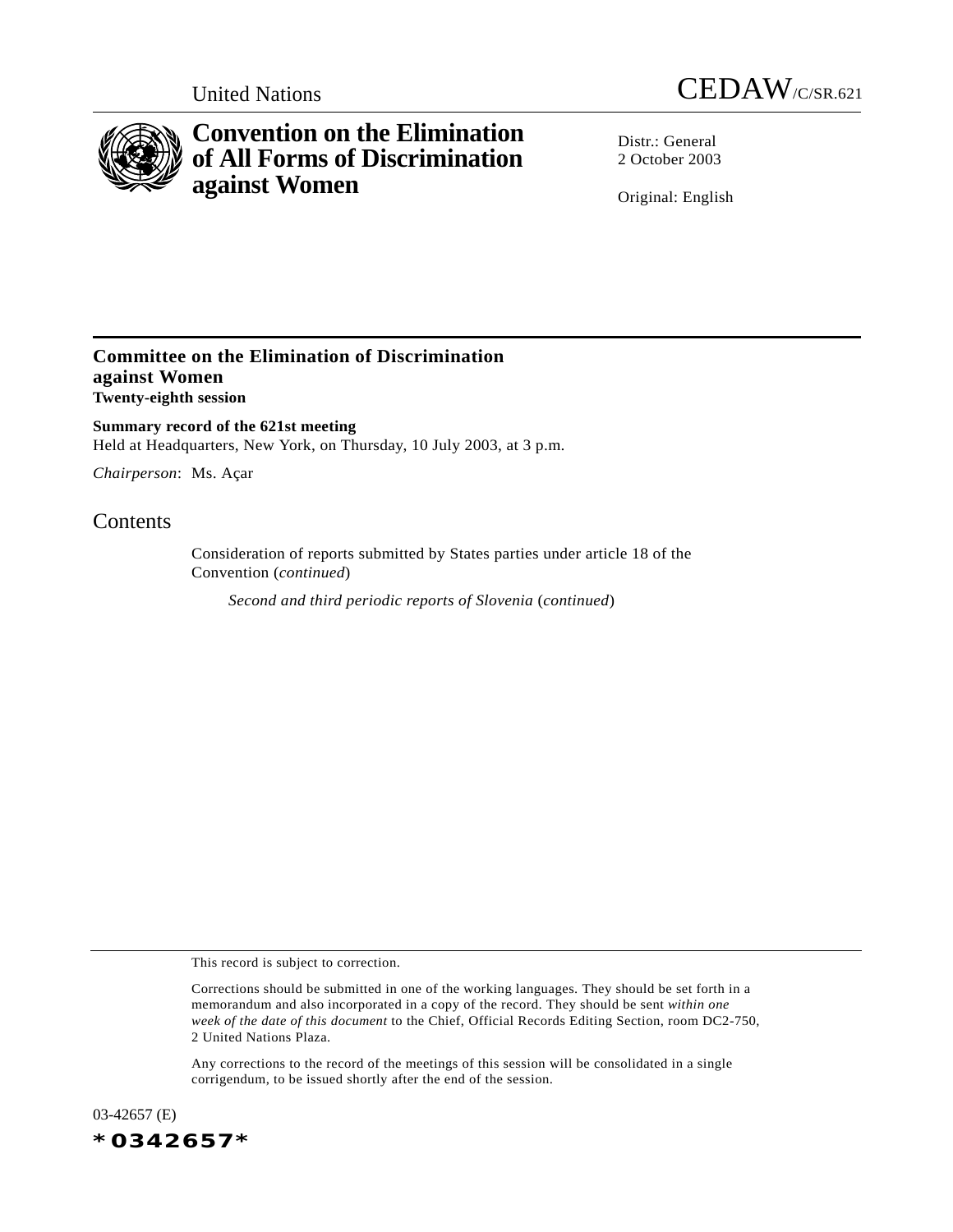United Nations

CEDAW/C/SR.621

# Convention on the Elimination of All Forms of Discrimination against Women

Distr.: General
2 October 2003

Original: English

## Committee on the Elimination of Discrimination against Women

**Twenty-eighth session**

**Summary record of the 621st meeting**

Held at Headquarters, New York, on Thursday, 10 July 2003, at 3 p.m.

*Chairperson*: Ms. Açar

## Contents

Consideration of reports submitted by States parties under article 18 of the Convention (*continued*)

*Second and third periodic reports of Slovenia* (*continued*)

This record is subject to correction.

Corrections should be submitted in one of the working languages. They should be set forth in a memorandum and also incorporated in a copy of the record. They should be sent *within one week of the date of this document* to the Chief, Official Records Editing Section, room DC2-750, 2 United Nations Plaza.

Any corrections to the record of the meetings of this session will be consolidated in a single corrigendum, to be issued shortly after the end of the session.

03-42657 (E)

*0342657*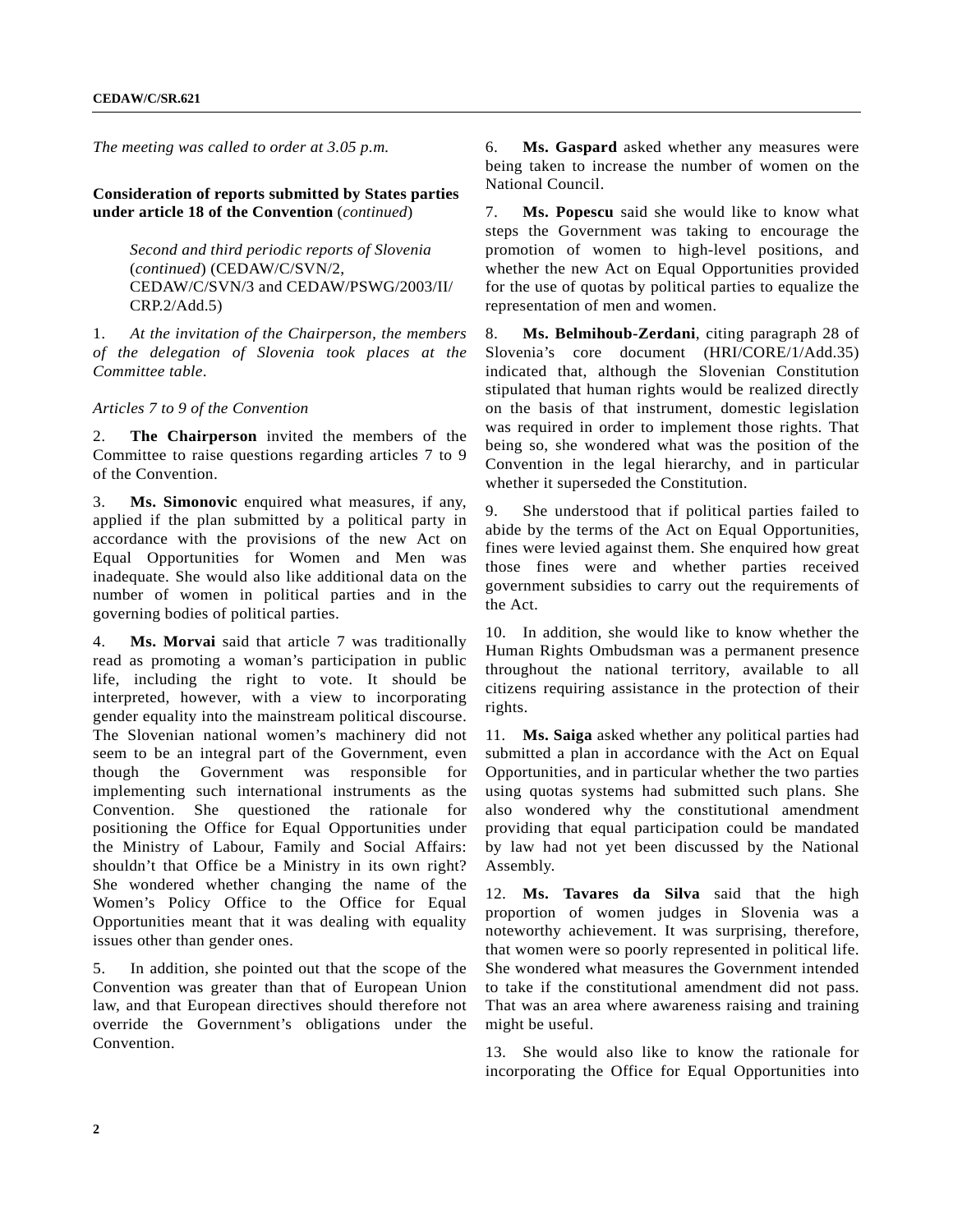*The meeting was called to order at 3.05 p.m.*

**Consideration of reports submitted by States parties under article 18 of the Convention** (*continued*)

*Second and third periodic reports of Slovenia* (*continued*) (CEDAW/C/SVN/2, CEDAW/C/SVN/3 and CEDAW/PSWG/2003/II/CRP.2/Add.5)

1. *At the invitation of the Chairperson, the members of the delegation of Slovenia took places at the Committee table*.

*Articles 7 to 9 of the Convention*

2. **The Chairperson** invited the members of the Committee to raise questions regarding articles 7 to 9 of the Convention.

3. **Ms. Simonovic** enquired what measures, if any, applied if the plan submitted by a political party in accordance with the provisions of the new Act on Equal Opportunities for Women and Men was inadequate. She would also like additional data on the number of women in political parties and in the governing bodies of political parties.

4. **Ms. Morvai** said that article 7 was traditionally read as promoting a woman's participation in public life, including the right to vote. It should be interpreted, however, with a view to incorporating gender equality into the mainstream political discourse. The Slovenian national women's machinery did not seem to be an integral part of the Government, even though the Government was responsible for implementing such international instruments as the Convention. She questioned the rationale for positioning the Office for Equal Opportunities under the Ministry of Labour, Family and Social Affairs: shouldn't that Office be a Ministry in its own right? She wondered whether changing the name of the Women's Policy Office to the Office for Equal Opportunities meant that it was dealing with equality issues other than gender ones.

5. In addition, she pointed out that the scope of the Convention was greater than that of European Union law, and that European directives should therefore not override the Government's obligations under the Convention.

6. **Ms. Gaspard** asked whether any measures were being taken to increase the number of women on the National Council.

7. **Ms. Popescu** said she would like to know what steps the Government was taking to encourage the promotion of women to high-level positions, and whether the new Act on Equal Opportunities provided for the use of quotas by political parties to equalize the representation of men and women.

8. **Ms. Belmihoub-Zerdani**, citing paragraph 28 of Slovenia's core document (HRI/CORE/1/Add.35) indicated that, although the Slovenian Constitution stipulated that human rights would be realized directly on the basis of that instrument, domestic legislation was required in order to implement those rights. That being so, she wondered what was the position of the Convention in the legal hierarchy, and in particular whether it superseded the Constitution.

9. She understood that if political parties failed to abide by the terms of the Act on Equal Opportunities, fines were levied against them. She enquired how great those fines were and whether parties received government subsidies to carry out the requirements of the Act.

10. In addition, she would like to know whether the Human Rights Ombudsman was a permanent presence throughout the national territory, available to all citizens requiring assistance in the protection of their rights.

11. **Ms. Saiga** asked whether any political parties had submitted a plan in accordance with the Act on Equal Opportunities, and in particular whether the two parties using quotas systems had submitted such plans. She also wondered why the constitutional amendment providing that equal participation could be mandated by law had not yet been discussed by the National Assembly.

12. **Ms. Tavares da Silva** said that the high proportion of women judges in Slovenia was a noteworthy achievement. It was surprising, therefore, that women were so poorly represented in political life. She wondered what measures the Government intended to take if the constitutional amendment did not pass. That was an area where awareness raising and training might be useful.

13. She would also like to know the rationale for incorporating the Office for Equal Opportunities into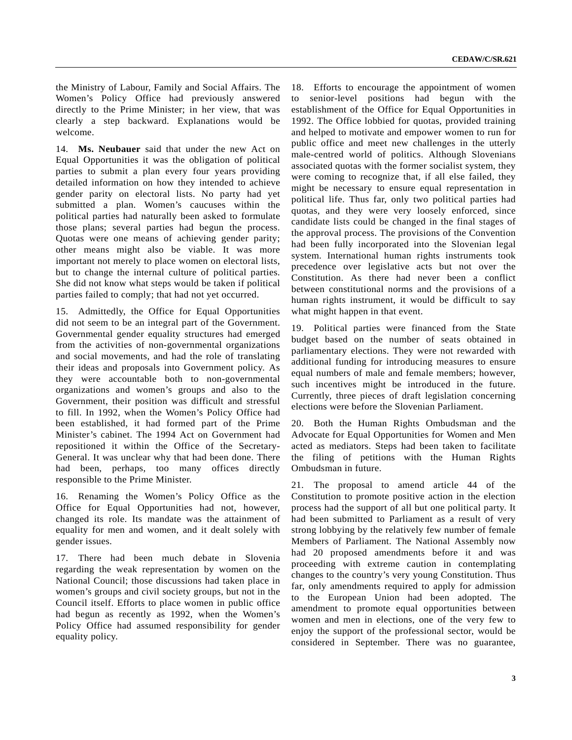the Ministry of Labour, Family and Social Affairs. The Women's Policy Office had previously answered directly to the Prime Minister; in her view, that was clearly a step backward. Explanations would be welcome.

14. **Ms. Neubauer** said that under the new Act on Equal Opportunities it was the obligation of political parties to submit a plan every four years providing detailed information on how they intended to achieve gender parity on electoral lists. No party had yet submitted a plan. Women's caucuses within the political parties had naturally been asked to formulate those plans; several parties had begun the process. Quotas were one means of achieving gender parity; other means might also be viable. It was more important not merely to place women on electoral lists, but to change the internal culture of political parties. She did not know what steps would be taken if political parties failed to comply; that had not yet occurred.

15. Admittedly, the Office for Equal Opportunities did not seem to be an integral part of the Government. Governmental gender equality structures had emerged from the activities of non-governmental organizations and social movements, and had the role of translating their ideas and proposals into Government policy. As they were accountable both to non-governmental organizations and women's groups and also to the Government, their position was difficult and stressful to fill. In 1992, when the Women's Policy Office had been established, it had formed part of the Prime Minister's cabinet. The 1994 Act on Government had repositioned it within the Office of the Secretary-General. It was unclear why that had been done. There had been, perhaps, too many offices directly responsible to the Prime Minister.

16. Renaming the Women's Policy Office as the Office for Equal Opportunities had not, however, changed its role. Its mandate was the attainment of equality for men and women, and it dealt solely with gender issues.

17. There had been much debate in Slovenia regarding the weak representation by women on the National Council; those discussions had taken place in women's groups and civil society groups, but not in the Council itself. Efforts to place women in public office had begun as recently as 1992, when the Women's Policy Office had assumed responsibility for gender equality policy.

18. Efforts to encourage the appointment of women to senior-level positions had begun with the establishment of the Office for Equal Opportunities in 1992. The Office lobbied for quotas, provided training and helped to motivate and empower women to run for public office and meet new challenges in the utterly male-centred world of politics. Although Slovenians associated quotas with the former socialist system, they were coming to recognize that, if all else failed, they might be necessary to ensure equal representation in political life. Thus far, only two political parties had quotas, and they were very loosely enforced, since candidate lists could be changed in the final stages of the approval process. The provisions of the Convention had been fully incorporated into the Slovenian legal system. International human rights instruments took precedence over legislative acts but not over the Constitution. As there had never been a conflict between constitutional norms and the provisions of a human rights instrument, it would be difficult to say what might happen in that event.

19. Political parties were financed from the State budget based on the number of seats obtained in parliamentary elections. They were not rewarded with additional funding for introducing measures to ensure equal numbers of male and female members; however, such incentives might be introduced in the future. Currently, three pieces of draft legislation concerning elections were before the Slovenian Parliament.

20. Both the Human Rights Ombudsman and the Advocate for Equal Opportunities for Women and Men acted as mediators. Steps had been taken to facilitate the filing of petitions with the Human Rights Ombudsman in future.

21. The proposal to amend article 44 of the Constitution to promote positive action in the election process had the support of all but one political party. It had been submitted to Parliament as a result of very strong lobbying by the relatively few number of female Members of Parliament. The National Assembly now had 20 proposed amendments before it and was proceeding with extreme caution in contemplating changes to the country's very young Constitution. Thus far, only amendments required to apply for admission to the European Union had been adopted. The amendment to promote equal opportunities between women and men in elections, one of the very few to enjoy the support of the professional sector, would be considered in September. There was no guarantee,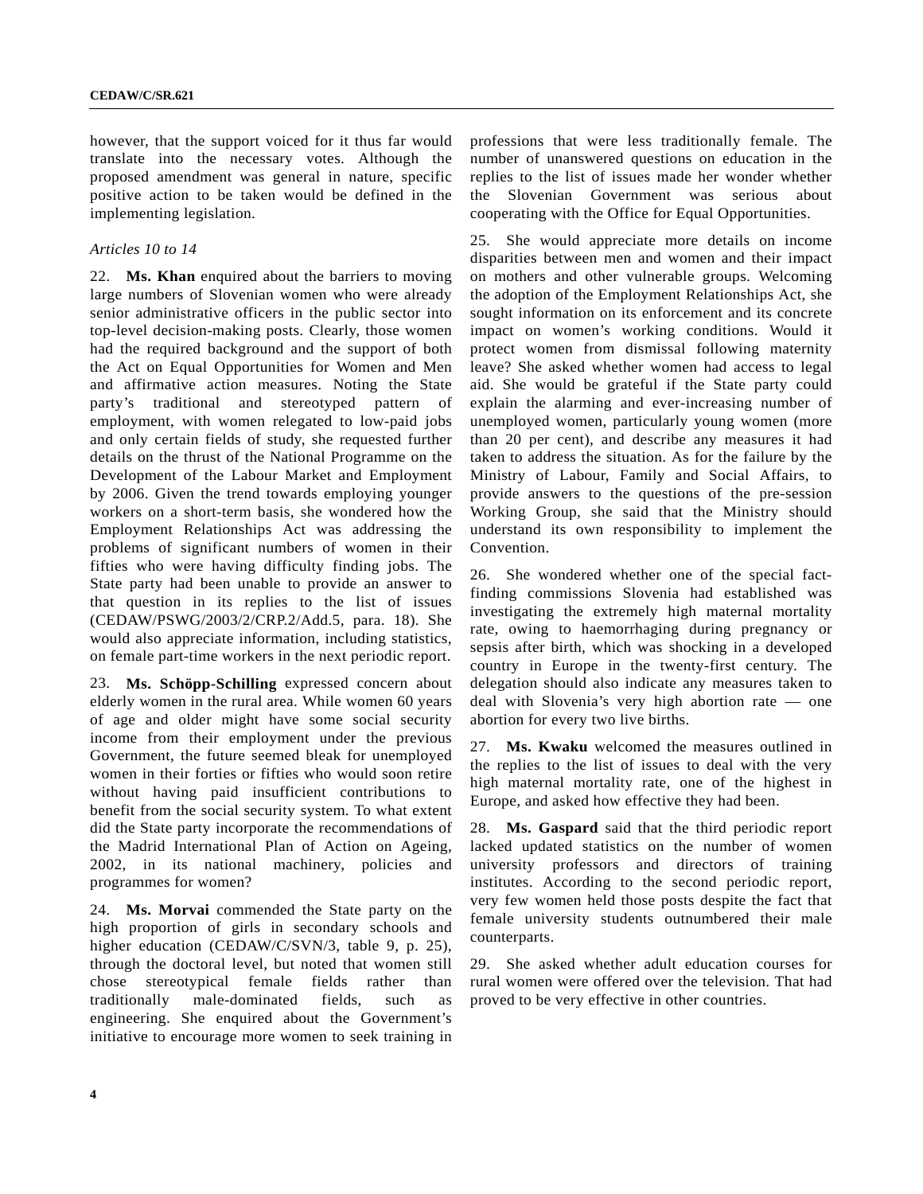however, that the support voiced for it thus far would translate into the necessary votes. Although the proposed amendment was general in nature, specific positive action to be taken would be defined in the implementing legislation.

*Articles 10 to 14*

22. **Ms. Khan** enquired about the barriers to moving large numbers of Slovenian women who were already senior administrative officers in the public sector into top-level decision-making posts. Clearly, those women had the required background and the support of both the Act on Equal Opportunities for Women and Men and affirmative action measures. Noting the State party's traditional and stereotyped pattern of employment, with women relegated to low-paid jobs and only certain fields of study, she requested further details on the thrust of the National Programme on the Development of the Labour Market and Employment by 2006. Given the trend towards employing younger workers on a short-term basis, she wondered how the Employment Relationships Act was addressing the problems of significant numbers of women in their fifties who were having difficulty finding jobs. The State party had been unable to provide an answer to that question in its replies to the list of issues (CEDAW/PSWG/2003/2/CRP.2/Add.5, para. 18). She would also appreciate information, including statistics, on female part-time workers in the next periodic report.

23. **Ms. Schöpp-Schilling** expressed concern about elderly women in the rural area. While women 60 years of age and older might have some social security income from their employment under the previous Government, the future seemed bleak for unemployed women in their forties or fifties who would soon retire without having paid insufficient contributions to benefit from the social security system. To what extent did the State party incorporate the recommendations of the Madrid International Plan of Action on Ageing, 2002, in its national machinery, policies and programmes for women?

24. **Ms. Morvai** commended the State party on the high proportion of girls in secondary schools and higher education (CEDAW/C/SVN/3, table 9, p. 25), through the doctoral level, but noted that women still chose stereotypical female fields rather than traditionally male-dominated fields, such as engineering. She enquired about the Government's initiative to encourage more women to seek training in professions that were less traditionally female. The number of unanswered questions on education in the replies to the list of issues made her wonder whether the Slovenian Government was serious about cooperating with the Office for Equal Opportunities.

25. She would appreciate more details on income disparities between men and women and their impact on mothers and other vulnerable groups. Welcoming the adoption of the Employment Relationships Act, she sought information on its enforcement and its concrete impact on women's working conditions. Would it protect women from dismissal following maternity leave? She asked whether women had access to legal aid. She would be grateful if the State party could explain the alarming and ever-increasing number of unemployed women, particularly young women (more than 20 per cent), and describe any measures it had taken to address the situation. As for the failure by the Ministry of Labour, Family and Social Affairs, to provide answers to the questions of the pre-session Working Group, she said that the Ministry should understand its own responsibility to implement the Convention.

26. She wondered whether one of the special fact-finding commissions Slovenia had established was investigating the extremely high maternal mortality rate, owing to haemorrhaging during pregnancy or sepsis after birth, which was shocking in a developed country in Europe in the twenty-first century. The delegation should also indicate any measures taken to deal with Slovenia's very high abortion rate — one abortion for every two live births.

27. **Ms. Kwaku** welcomed the measures outlined in the replies to the list of issues to deal with the very high maternal mortality rate, one of the highest in Europe, and asked how effective they had been.

28. **Ms. Gaspard** said that the third periodic report lacked updated statistics on the number of women university professors and directors of training institutes. According to the second periodic report, very few women held those posts despite the fact that female university students outnumbered their male counterparts.

29. She asked whether adult education courses for rural women were offered over the television. That had proved to be very effective in other countries.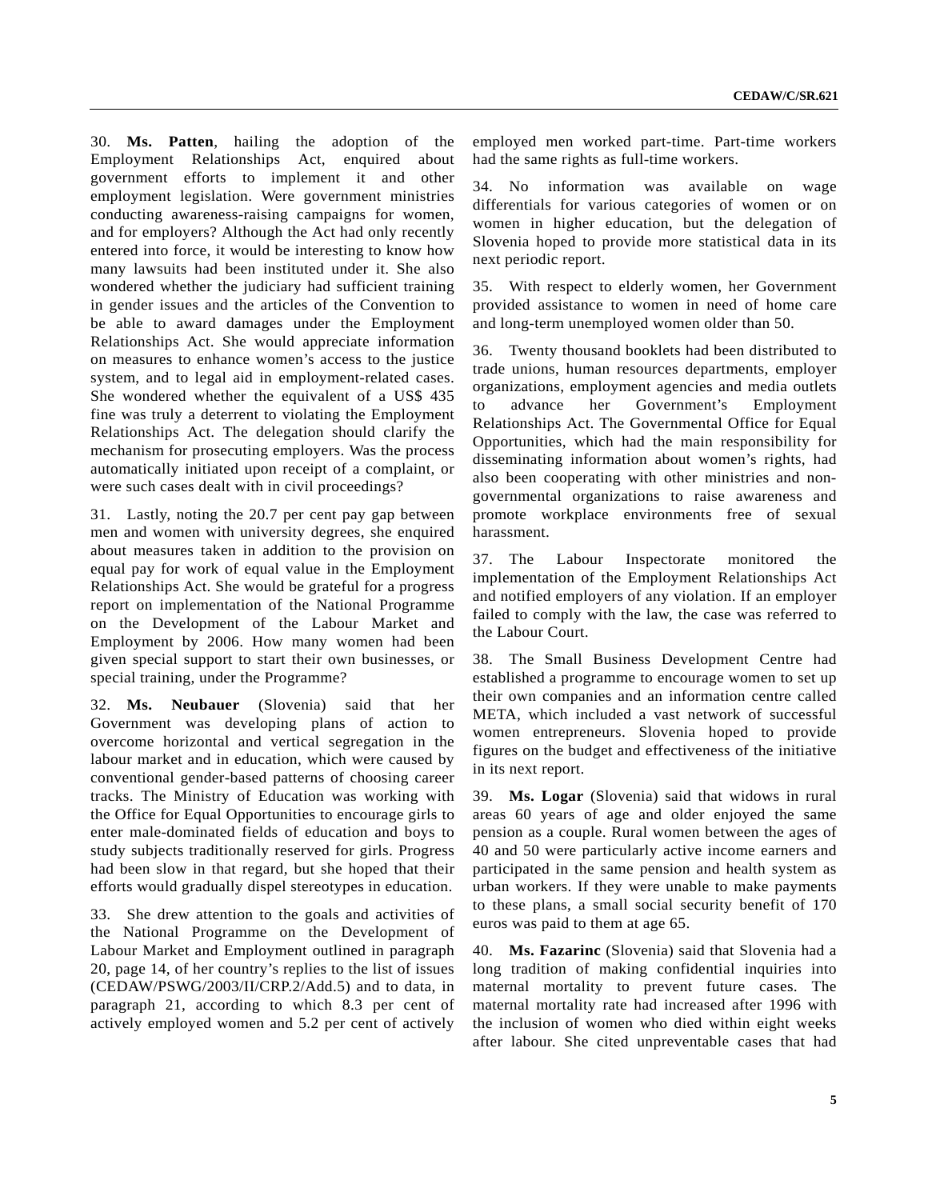30. **Ms. Patten**, hailing the adoption of the Employment Relationships Act, enquired about government efforts to implement it and other employment legislation. Were government ministries conducting awareness-raising campaigns for women, and for employers? Although the Act had only recently entered into force, it would be interesting to know how many lawsuits had been instituted under it. She also wondered whether the judiciary had sufficient training in gender issues and the articles of the Convention to be able to award damages under the Employment Relationships Act. She would appreciate information on measures to enhance women's access to the justice system, and to legal aid in employment-related cases. She wondered whether the equivalent of a US$ 435 fine was truly a deterrent to violating the Employment Relationships Act. The delegation should clarify the mechanism for prosecuting employers. Was the process automatically initiated upon receipt of a complaint, or were such cases dealt with in civil proceedings?

31. Lastly, noting the 20.7 per cent pay gap between men and women with university degrees, she enquired about measures taken in addition to the provision on equal pay for work of equal value in the Employment Relationships Act. She would be grateful for a progress report on implementation of the National Programme on the Development of the Labour Market and Employment by 2006. How many women had been given special support to start their own businesses, or special training, under the Programme?

32. **Ms. Neubauer** (Slovenia) said that her Government was developing plans of action to overcome horizontal and vertical segregation in the labour market and in education, which were caused by conventional gender-based patterns of choosing career tracks. The Ministry of Education was working with the Office for Equal Opportunities to encourage girls to enter male-dominated fields of education and boys to study subjects traditionally reserved for girls. Progress had been slow in that regard, but she hoped that their efforts would gradually dispel stereotypes in education.

33. She drew attention to the goals and activities of the National Programme on the Development of Labour Market and Employment outlined in paragraph 20, page 14, of her country's replies to the list of issues (CEDAW/PSWG/2003/II/CRP.2/Add.5) and to data, in paragraph 21, according to which 8.3 per cent of actively employed women and 5.2 per cent of actively employed men worked part-time. Part-time workers had the same rights as full-time workers.

34. No information was available on wage differentials for various categories of women or on women in higher education, but the delegation of Slovenia hoped to provide more statistical data in its next periodic report.

35. With respect to elderly women, her Government provided assistance to women in need of home care and long-term unemployed women older than 50.

36. Twenty thousand booklets had been distributed to trade unions, human resources departments, employer organizations, employment agencies and media outlets to advance her Government's Employment Relationships Act. The Governmental Office for Equal Opportunities, which had the main responsibility for disseminating information about women's rights, had also been cooperating with other ministries and non-governmental organizations to raise awareness and promote workplace environments free of sexual harassment.

37. The Labour Inspectorate monitored the implementation of the Employment Relationships Act and notified employers of any violation. If an employer failed to comply with the law, the case was referred to the Labour Court.

38. The Small Business Development Centre had established a programme to encourage women to set up their own companies and an information centre called META, which included a vast network of successful women entrepreneurs. Slovenia hoped to provide figures on the budget and effectiveness of the initiative in its next report.

39. **Ms. Logar** (Slovenia) said that widows in rural areas 60 years of age and older enjoyed the same pension as a couple. Rural women between the ages of 40 and 50 were particularly active income earners and participated in the same pension and health system as urban workers. If they were unable to make payments to these plans, a small social security benefit of 170 euros was paid to them at age 65.

40. **Ms. Fazarinc** (Slovenia) said that Slovenia had a long tradition of making confidential inquiries into maternal mortality to prevent future cases. The maternal mortality rate had increased after 1996 with the inclusion of women who died within eight weeks after labour. She cited unpreventable cases that had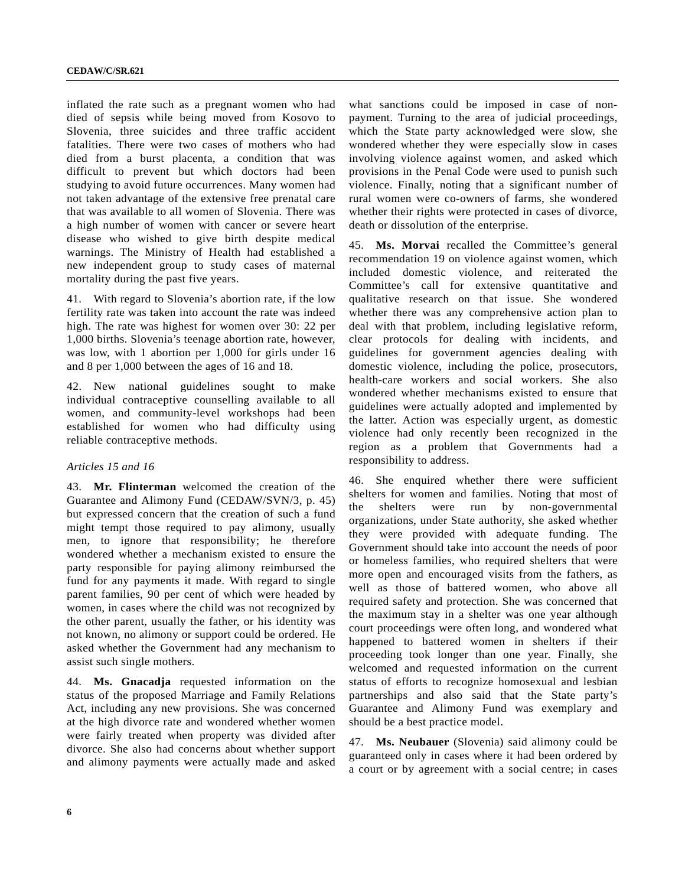inflated the rate such as a pregnant women who had died of sepsis while being moved from Kosovo to Slovenia, three suicides and three traffic accident fatalities. There were two cases of mothers who had died from a burst placenta, a condition that was difficult to prevent but which doctors had been studying to avoid future occurrences. Many women had not taken advantage of the extensive free prenatal care that was available to all women of Slovenia. There was a high number of women with cancer or severe heart disease who wished to give birth despite medical warnings. The Ministry of Health had established a new independent group to study cases of maternal mortality during the past five years.

41. With regard to Slovenia's abortion rate, if the low fertility rate was taken into account the rate was indeed high. The rate was highest for women over 30: 22 per 1,000 births. Slovenia's teenage abortion rate, however, was low, with 1 abortion per 1,000 for girls under 16 and 8 per 1,000 between the ages of 16 and 18.

42. New national guidelines sought to make individual contraceptive counselling available to all women, and community-level workshops had been established for women who had difficulty using reliable contraceptive methods.

*Articles 15 and 16*

43. **Mr. Flinterman** welcomed the creation of the Guarantee and Alimony Fund (CEDAW/SVN/3, p. 45) but expressed concern that the creation of such a fund might tempt those required to pay alimony, usually men, to ignore that responsibility; he therefore wondered whether a mechanism existed to ensure the party responsible for paying alimony reimbursed the fund for any payments it made. With regard to single parent families, 90 per cent of which were headed by women, in cases where the child was not recognized by the other parent, usually the father, or his identity was not known, no alimony or support could be ordered. He asked whether the Government had any mechanism to assist such single mothers.

44. **Ms. Gnacadja** requested information on the status of the proposed Marriage and Family Relations Act, including any new provisions. She was concerned at the high divorce rate and wondered whether women were fairly treated when property was divided after divorce. She also had concerns about whether support and alimony payments were actually made and asked what sanctions could be imposed in case of non-payment. Turning to the area of judicial proceedings, which the State party acknowledged were slow, she wondered whether they were especially slow in cases involving violence against women, and asked which provisions in the Penal Code were used to punish such violence. Finally, noting that a significant number of rural women were co-owners of farms, she wondered whether their rights were protected in cases of divorce, death or dissolution of the enterprise.

45. **Ms. Morvai** recalled the Committee's general recommendation 19 on violence against women, which included domestic violence, and reiterated the Committee's call for extensive quantitative and qualitative research on that issue. She wondered whether there was any comprehensive action plan to deal with that problem, including legislative reform, clear protocols for dealing with incidents, and guidelines for government agencies dealing with domestic violence, including the police, prosecutors, health-care workers and social workers. She also wondered whether mechanisms existed to ensure that guidelines were actually adopted and implemented by the latter. Action was especially urgent, as domestic violence had only recently been recognized in the region as a problem that Governments had a responsibility to address.

46. She enquired whether there were sufficient shelters for women and families. Noting that most of the shelters were run by non-governmental organizations, under State authority, she asked whether they were provided with adequate funding. The Government should take into account the needs of poor or homeless families, who required shelters that were more open and encouraged visits from the fathers, as well as those of battered women, who above all required safety and protection. She was concerned that the maximum stay in a shelter was one year although court proceedings were often long, and wondered what happened to battered women in shelters if their proceeding took longer than one year. Finally, she welcomed and requested information on the current status of efforts to recognize homosexual and lesbian partnerships and also said that the State party's Guarantee and Alimony Fund was exemplary and should be a best practice model.

47. **Ms. Neubauer** (Slovenia) said alimony could be guaranteed only in cases where it had been ordered by a court or by agreement with a social centre; in cases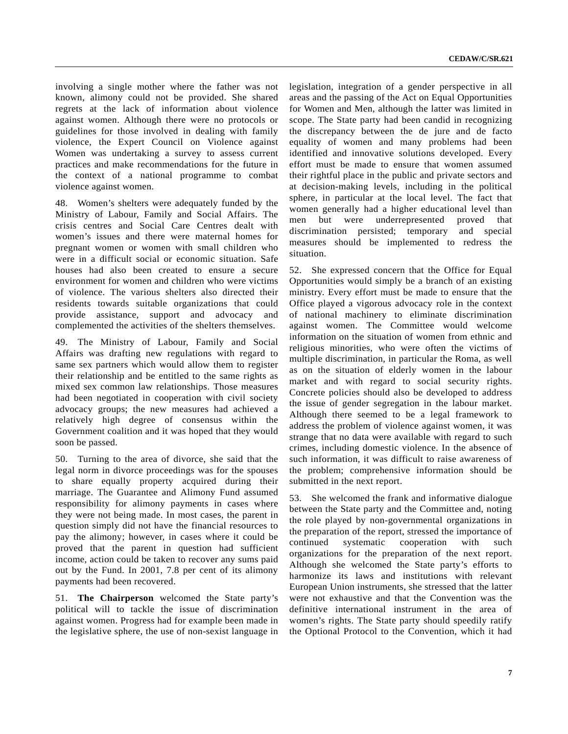involving a single mother where the father was not known, alimony could not be provided. She shared regrets at the lack of information about violence against women. Although there were no protocols or guidelines for those involved in dealing with family violence, the Expert Council on Violence against Women was undertaking a survey to assess current practices and make recommendations for the future in the context of a national programme to combat violence against women.

48. Women's shelters were adequately funded by the Ministry of Labour, Family and Social Affairs. The crisis centres and Social Care Centres dealt with women's issues and there were maternal homes for pregnant women or women with small children who were in a difficult social or economic situation. Safe houses had also been created to ensure a secure environment for women and children who were victims of violence. The various shelters also directed their residents towards suitable organizations that could provide assistance, support and advocacy and complemented the activities of the shelters themselves.

49. The Ministry of Labour, Family and Social Affairs was drafting new regulations with regard to same sex partners which would allow them to register their relationship and be entitled to the same rights as mixed sex common law relationships. Those measures had been negotiated in cooperation with civil society advocacy groups; the new measures had achieved a relatively high degree of consensus within the Government coalition and it was hoped that they would soon be passed.

50. Turning to the area of divorce, she said that the legal norm in divorce proceedings was for the spouses to share equally property acquired during their marriage. The Guarantee and Alimony Fund assumed responsibility for alimony payments in cases where they were not being made. In most cases, the parent in question simply did not have the financial resources to pay the alimony; however, in cases where it could be proved that the parent in question had sufficient income, action could be taken to recover any sums paid out by the Fund. In 2001, 7.8 per cent of its alimony payments had been recovered.

51. **The Chairperson** welcomed the State party's political will to tackle the issue of discrimination against women. Progress had for example been made in the legislative sphere, the use of non-sexist language in legislation, integration of a gender perspective in all areas and the passing of the Act on Equal Opportunities for Women and Men, although the latter was limited in scope. The State party had been candid in recognizing the discrepancy between the de jure and de facto equality of women and many problems had been identified and innovative solutions developed. Every effort must be made to ensure that women assumed their rightful place in the public and private sectors and at decision-making levels, including in the political sphere, in particular at the local level. The fact that women generally had a higher educational level than men but were underrepresented proved that discrimination persisted; temporary and special measures should be implemented to redress the situation.

52. She expressed concern that the Office for Equal Opportunities would simply be a branch of an existing ministry. Every effort must be made to ensure that the Office played a vigorous advocacy role in the context of national machinery to eliminate discrimination against women. The Committee would welcome information on the situation of women from ethnic and religious minorities, who were often the victims of multiple discrimination, in particular the Roma, as well as on the situation of elderly women in the labour market and with regard to social security rights. Concrete policies should also be developed to address the issue of gender segregation in the labour market. Although there seemed to be a legal framework to address the problem of violence against women, it was strange that no data were available with regard to such crimes, including domestic violence. In the absence of such information, it was difficult to raise awareness of the problem; comprehensive information should be submitted in the next report.

53. She welcomed the frank and informative dialogue between the State party and the Committee and, noting the role played by non-governmental organizations in the preparation of the report, stressed the importance of continued systematic cooperation with such organizations for the preparation of the next report. Although she welcomed the State party's efforts to harmonize its laws and institutions with relevant European Union instruments, she stressed that the latter were not exhaustive and that the Convention was the definitive international instrument in the area of women's rights. The State party should speedily ratify the Optional Protocol to the Convention, which it had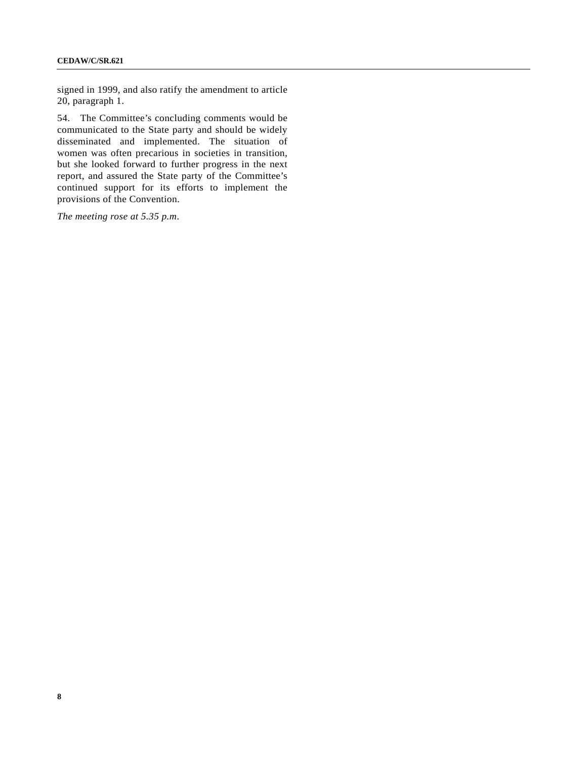signed in 1999, and also ratify the amendment to article 20, paragraph 1.

54. The Committee’s concluding comments would be communicated to the State party and should be widely disseminated and implemented. The situation of women was often precarious in societies in transition, but she looked forward to further progress in the next report, and assured the State party of the Committee’s continued support for its efforts to implement the provisions of the Convention.

*The meeting rose at 5.35 p.m.*